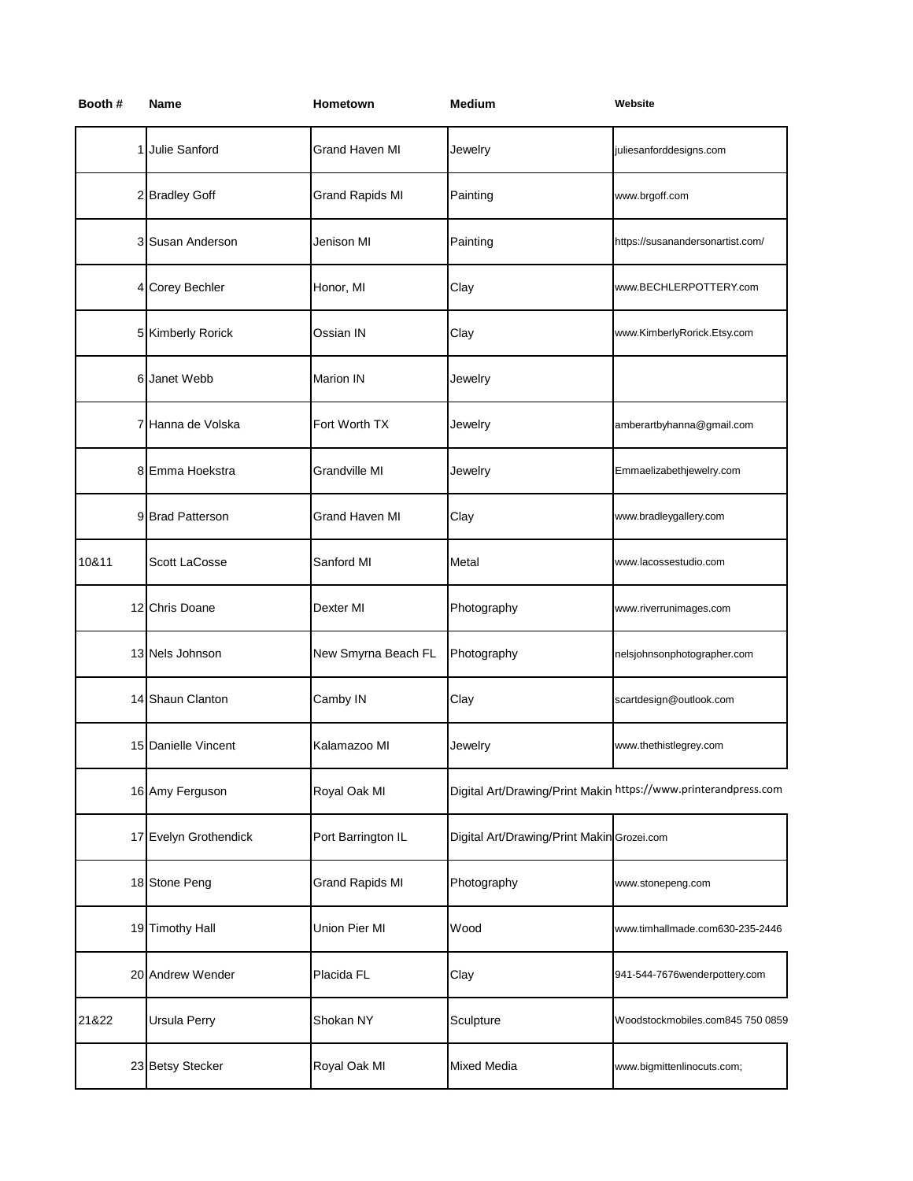| Booth # | Name | Hometown | Medium | Website |
|---|---|---|---|---|
| 1 | Julie Sanford | Grand Haven MI | Jewelry | juliesanforddesigns.com |
| 2 | Bradley Goff | Grand Rapids MI | Painting | www.brgoff.com |
| 3 | Susan Anderson | Jenison MI | Painting | https://susanandersonartist.com/ |
| 4 | Corey Bechler | Honor, MI | Clay | www.BECHLERPOTTERY.com |
| 5 | Kimberly Rorick | Ossian IN | Clay | www.KimberlyRorick.Etsy.com |
| 6 | Janet Webb | Marion IN | Jewelry | |
| 7 | Hanna de Volska | Fort Worth TX | Jewelry | amberartbyhanna@gmail.com |
| 8 | Emma Hoekstra | Grandville MI | Jewelry | Emmaelizabethjewelry.com |
| 9 | Brad Patterson | Grand Haven MI | Clay | www.bradleygallery.com |
| 10&11 | Scott LaCosse | Sanford MI | Metal | www.lacossestudio.com |
| 12 | Chris Doane | Dexter MI | Photography | www.riverrunimages.com |
| 13 | Nels Johnson | New Smyrna Beach FL | Photography | nelsjohnsonphotographer.com |
| 14 | Shaun Clanton | Camby IN | Clay | scartdesign@outlook.com |
| 15 | Danielle Vincent | Kalamazoo MI | Jewelry | www.thethistlegrey.com |
| 16 | Amy Ferguson | Royal Oak MI | Digital Art/Drawing/Print Makin | https://www.printerandpress.com |
| 17 | Evelyn Grothendick | Port Barrington IL | Digital Art/Drawing/Print Makin | Grozei.com |
| 18 | Stone Peng | Grand Rapids MI | Photography | www.stonepeng.com |
| 19 | Timothy Hall | Union Pier MI | Wood | www.timhallmade.com630-235-2446 |
| 20 | Andrew Wender | Placida FL | Clay | 941-544-7676wenderpottery.com |
| 21&22 | Ursula Perry | Shokan NY | Sculpture | Woodstockmobiles.com845 750 0859 |
| 23 | Betsy Stecker | Royal Oak MI | Mixed Media | www.bigmittenlinocuts.com; |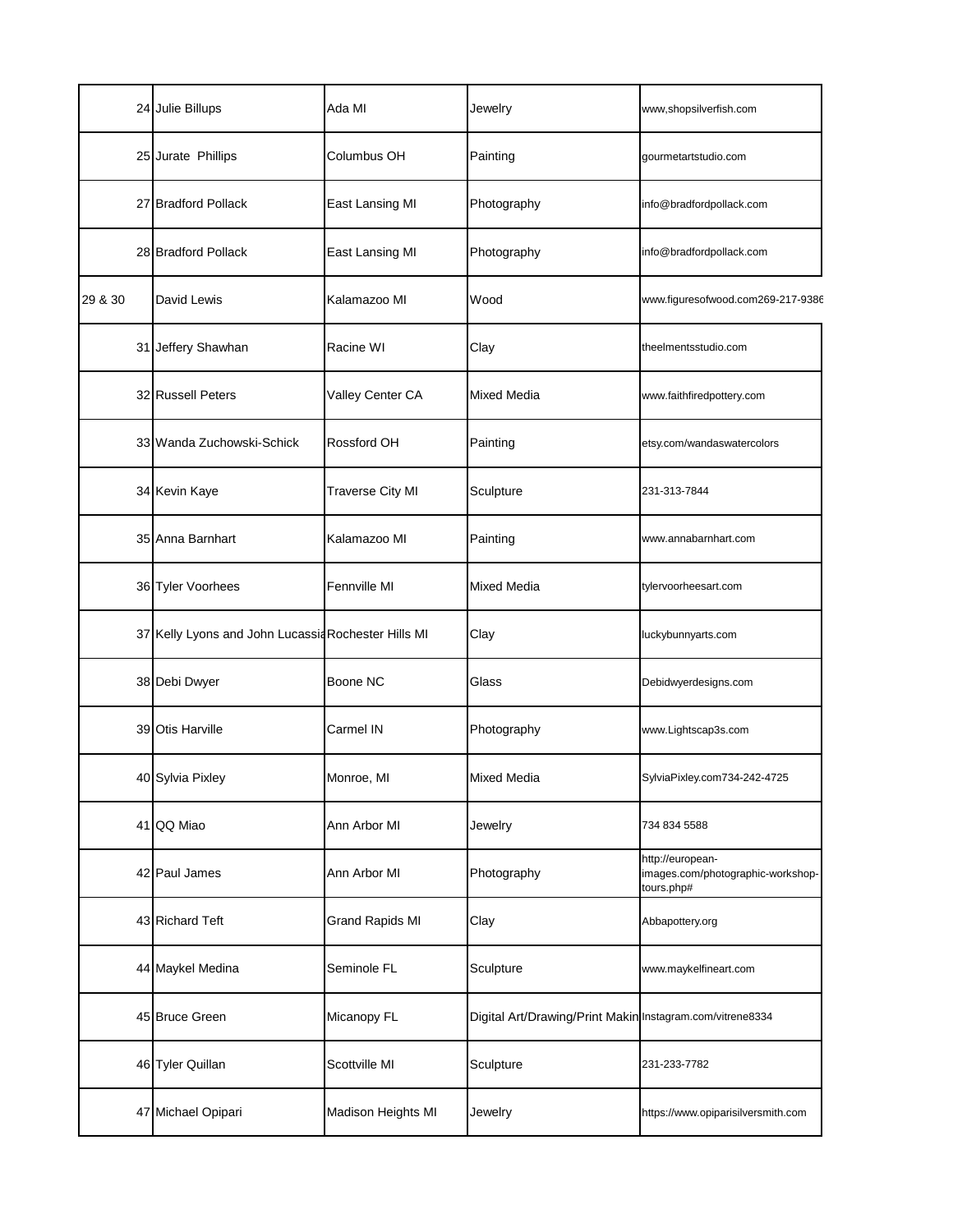| | | | | |
|---|---|---|---|---|
| 24 | Julie Billups | Ada MI | Jewelry | www,shopsilverfish.com |
| 25 | Jurate Phillips | Columbus OH | Painting | gourmetartstudio.com |
| 27 | Bradford Pollack | East Lansing MI | Photography | info@bradfordpollack.com |
| 28 | Bradford Pollack | East Lansing MI | Photography | info@bradfordpollack.com |
| 29 & 30 | David Lewis | Kalamazoo MI | Wood | www.figuresofwood.com269-217-9386 |
| 31 | Jeffery Shawhan | Racine WI | Clay | theelmentsstudio.com |
| 32 | Russell Peters | Valley Center CA | Mixed Media | www.faithfiredpottery.com |
| 33 | Wanda Zuchowski-Schick | Rossford OH | Painting | etsy.com/wandaswatercolors |
| 34 | Kevin Kaye | Traverse City MI | Sculpture | 231-313-7844 |
| 35 | Anna Barnhart | Kalamazoo MI | Painting | www.annabarnhart.com |
| 36 | Tyler Voorhees | Fennville MI | Mixed Media | tylervoorheesart.com |
| 37 | Kelly Lyons and John Lucassia | Rochester Hills MI | Clay | luckybunnyarts.com |
| 38 | Debi Dwyer | Boone NC | Glass | Debidwyerdesigns.com |
| 39 | Otis Harville | Carmel IN | Photography | www.Lightscap3s.com |
| 40 | Sylvia Pixley | Monroe, MI | Mixed Media | SylviaPixley.com734-242-4725 |
| 41 | QQ Miao | Ann Arbor MI | Jewelry | 734 834 5588 |
| 42 | Paul James | Ann Arbor MI | Photography | http://european-images.com/photographic-workshop-tours.php# |
| 43 | Richard Teft | Grand Rapids MI | Clay | Abbapottery.org |
| 44 | Maykel Medina | Seminole FL | Sculpture | www.maykelfineart.com |
| 45 | Bruce Green | Micanopy FL | Digital Art/Drawing/Print Makin | Instagram.com/vitrene8334 |
| 46 | Tyler Quillan | Scottville MI | Sculpture | 231-233-7782 |
| 47 | Michael Opipari | Madison Heights MI | Jewelry | https://www.opiparisilversmith.com |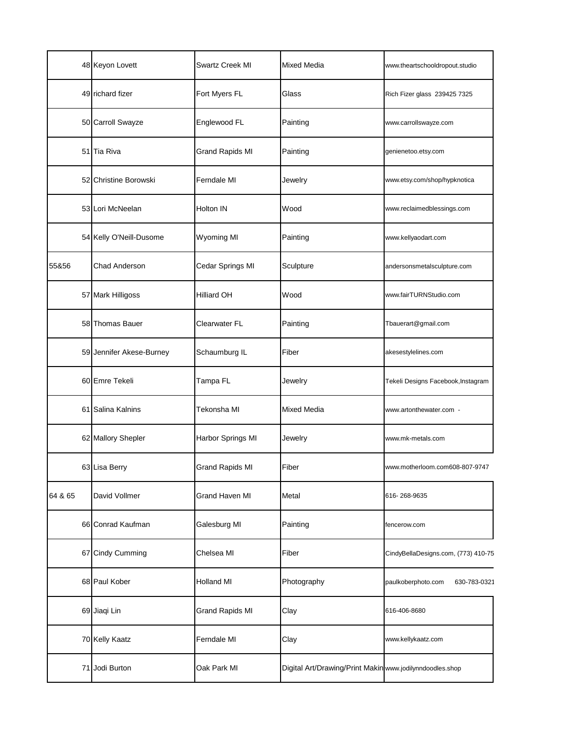| | | | | |
|---|---|---|---|---|
| 48 | Keyon Lovett | Swartz Creek MI | Mixed Media | www.theartschooldropout.studio |
| 49 | richard fizer | Fort Myers FL | Glass | Rich Fizer glass 239425 7325 |
| 50 | Carroll Swayze | Englewood FL | Painting | www.carrollswayze.com |
| 51 | Tia Riva | Grand Rapids MI | Painting | genienetoo.etsy.com |
| 52 | Christine Borowski | Ferndale MI | Jewelry | www.etsy.com/shop/hypknotica |
| 53 | Lori McNeelan | Holton IN | Wood | www.reclaimedblessings.com |
| 54 | Kelly O'Neill-Dusome | Wyoming MI | Painting | www.kellyaodart.com |
| 55&56 | Chad Anderson | Cedar Springs MI | Sculpture | andersonsmetalsculpture.com |
| 57 | Mark Hilligoss | Hilliard OH | Wood | www.fairTURNStudio.com |
| 58 | Thomas Bauer | Clearwater FL | Painting | Tbauerart@gmail.com |
| 59 | Jennifer Akese-Burney | Schaumburg IL | Fiber | akesestylelines.com |
| 60 | Emre Tekeli | Tampa FL | Jewelry | Tekeli Designs Facebook,Instagram |
| 61 | Salina Kalnins | Tekonsha MI | Mixed Media | www.artonthewater.com - |
| 62 | Mallory Shepler | Harbor Springs MI | Jewelry | www.mk-metals.com |
| 63 | Lisa Berry | Grand Rapids MI | Fiber | www.motherloom.com608-807-9747 |
| 64 & 65 | David Vollmer | Grand Haven MI | Metal | 616- 268-9635 |
| 66 | Conrad Kaufman | Galesburg MI | Painting | fencerow.com |
| 67 | Cindy Cumming | Chelsea MI | Fiber | CindyBellaDesigns.com, (773) 410-75 |
| 68 | Paul Kober | Holland MI | Photography | paulkoberphoto.com 630-783-0321 |
| 69 | Jiaqi Lin | Grand Rapids MI | Clay | 616-406-8680 |
| 70 | Kelly Kaatz | Ferndale MI | Clay | www.kellykaatz.com |
| 71 | Jodi Burton | Oak Park MI | Digital Art/Drawing/Print Makin | www.jodilynndoodles.shop |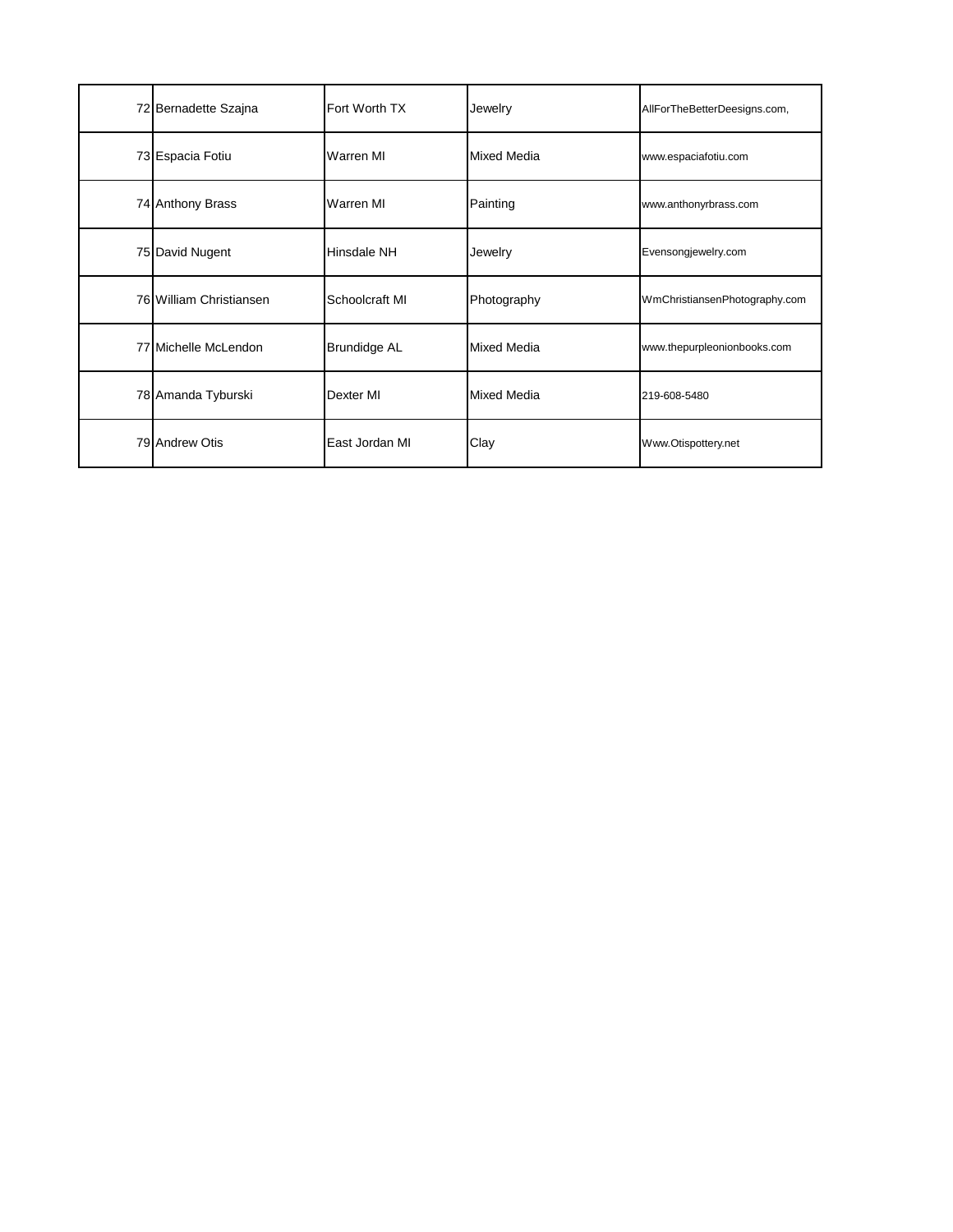| | | | | |
|---|---|---|---|---|
| 72 | Bernadette Szajna | Fort Worth TX | Jewelry | AllForTheBetterDeesigns.com, |
| 73 | Espacia Fotiu | Warren MI | Mixed Media | www.espaciafotiu.com |
| 74 | Anthony Brass | Warren MI | Painting | www.anthonyrbrass.com |
| 75 | David Nugent | Hinsdale NH | Jewelry | Evensongjewelry.com |
| 76 | William Christiansen | Schoolcraft MI | Photography | WmChristiansenPhotography.com |
| 77 | Michelle McLendon | Brundidge AL | Mixed Media | www.thepurpleonionbooks.com |
| 78 | Amanda Tyburski | Dexter MI | Mixed Media | 219-608-5480 |
| 79 | Andrew Otis | East Jordan MI | Clay | Www.Otispottery.net |